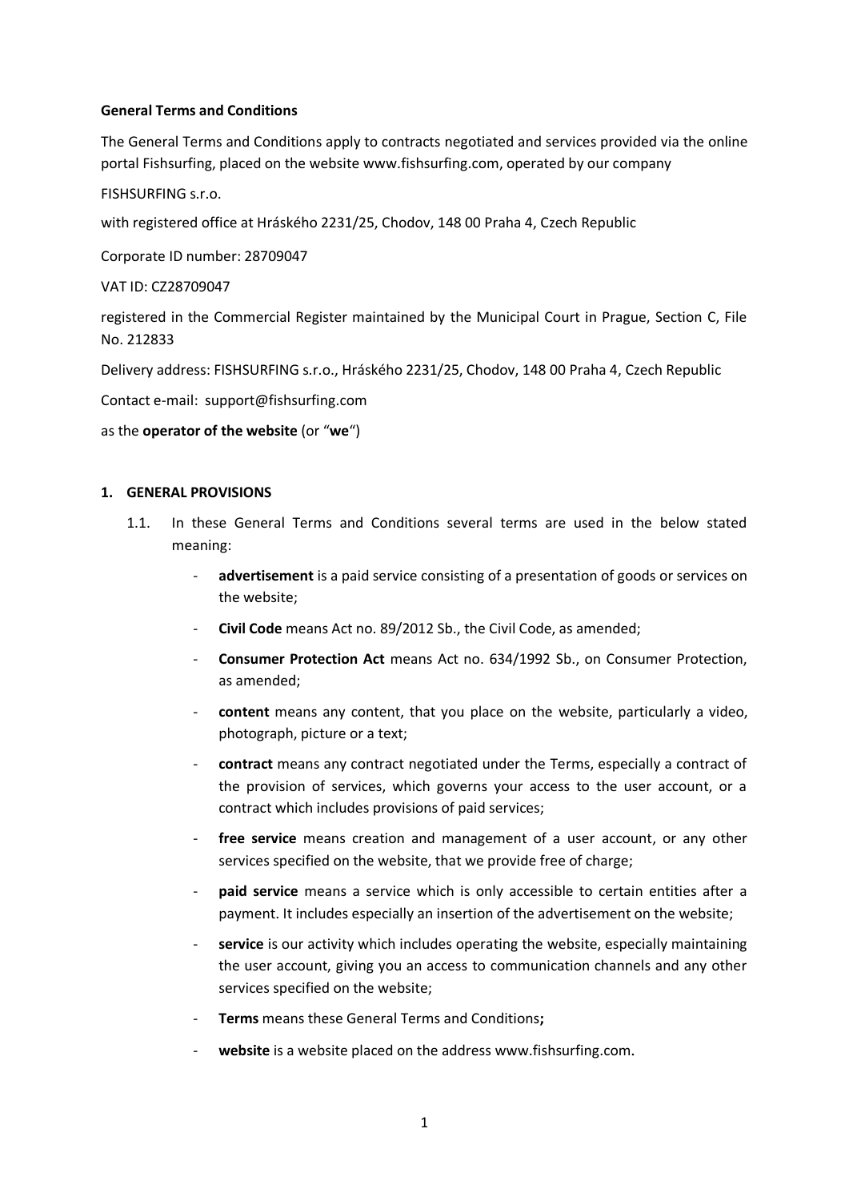**General Terms and Conditions**

The General Terms and Conditions apply to contracts negotiated and services provided via the online portal Fishsurfing, placed on the website www.fishsurfing.com, operated by our company

FISHSURFING s.r.o.

with registered office at Hráského 2231/25, Chodov, 148 00 Praha 4, Czech Republic

Corporate ID number: 28709047

VAT ID: CZ28709047

registered in the Commercial Register maintained by the Municipal Court in Prague, Section C, File No. 212833

Delivery address: FISHSURFING s.r.o., Hráského 2231/25, Chodov, 148 00 Praha 4, Czech Republic

Contact e-mail: support@fishsurfing.com

as the **operator of the website** (or "**we**")

## 1. GENERAL PROVISIONS

1.1. In these General Terms and Conditions several terms are used in the below stated meaning:

- **advertisement** is a paid service consisting of a presentation of goods or services on the website;
- **Civil Code** means Act no. 89/2012 Sb., the Civil Code, as amended;
- **Consumer Protection Act** means Act no. 634/1992 Sb., on Consumer Protection, as amended;
- **content** means any content, that you place on the website, particularly a video, photograph, picture or a text;
- **contract** means any contract negotiated under the Terms, especially a contract of the provision of services, which governs your access to the user account, or a contract which includes provisions of paid services;
- **free service** means creation and management of a user account, or any other services specified on the website, that we provide free of charge;
- **paid service** means a service which is only accessible to certain entities after a payment. It includes especially an insertion of the advertisement on the website;
- **service** is our activity which includes operating the website, especially maintaining the user account, giving you an access to communication channels and any other services specified on the website;
- **Terms** means these General Terms and Conditions**;**
- **website** is a website placed on the address www.fishsurfing.com.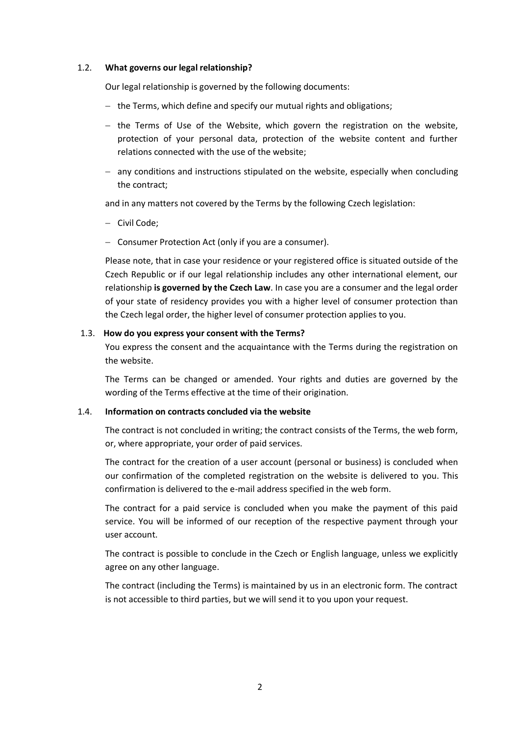### 1.2. What governs our legal relationship?

Our legal relationship is governed by the following documents:

- the Terms, which define and specify our mutual rights and obligations;
- the Terms of Use of the Website, which govern the registration on the website, protection of your personal data, protection of the website content and further relations connected with the use of the website;
- any conditions and instructions stipulated on the website, especially when concluding the contract;

and in any matters not covered by the Terms by the following Czech legislation:

- Civil Code;
- Consumer Protection Act (only if you are a consumer).

Please note, that in case your residence or your registered office is situated outside of the Czech Republic or if our legal relationship includes any other international element, our relationship **is governed by the Czech Law**. In case you are a consumer and the legal order of your state of residency provides you with a higher level of consumer protection than the Czech legal order, the higher level of consumer protection applies to you.

### 1.3. How do you express your consent with the Terms?

You express the consent and the acquaintance with the Terms during the registration on the website.

The Terms can be changed or amended. Your rights and duties are governed by the wording of the Terms effective at the time of their origination.

### 1.4. Information on contracts concluded via the website

The contract is not concluded in writing; the contract consists of the Terms, the web form, or, where appropriate, your order of paid services.

The contract for the creation of a user account (personal or business) is concluded when our confirmation of the completed registration on the website is delivered to you. This confirmation is delivered to the e-mail address specified in the web form.

The contract for a paid service is concluded when you make the payment of this paid service. You will be informed of our reception of the respective payment through your user account.

The contract is possible to conclude in the Czech or English language, unless we explicitly agree on any other language.

The contract (including the Terms) is maintained by us in an electronic form. The contract is not accessible to third parties, but we will send it to you upon your request.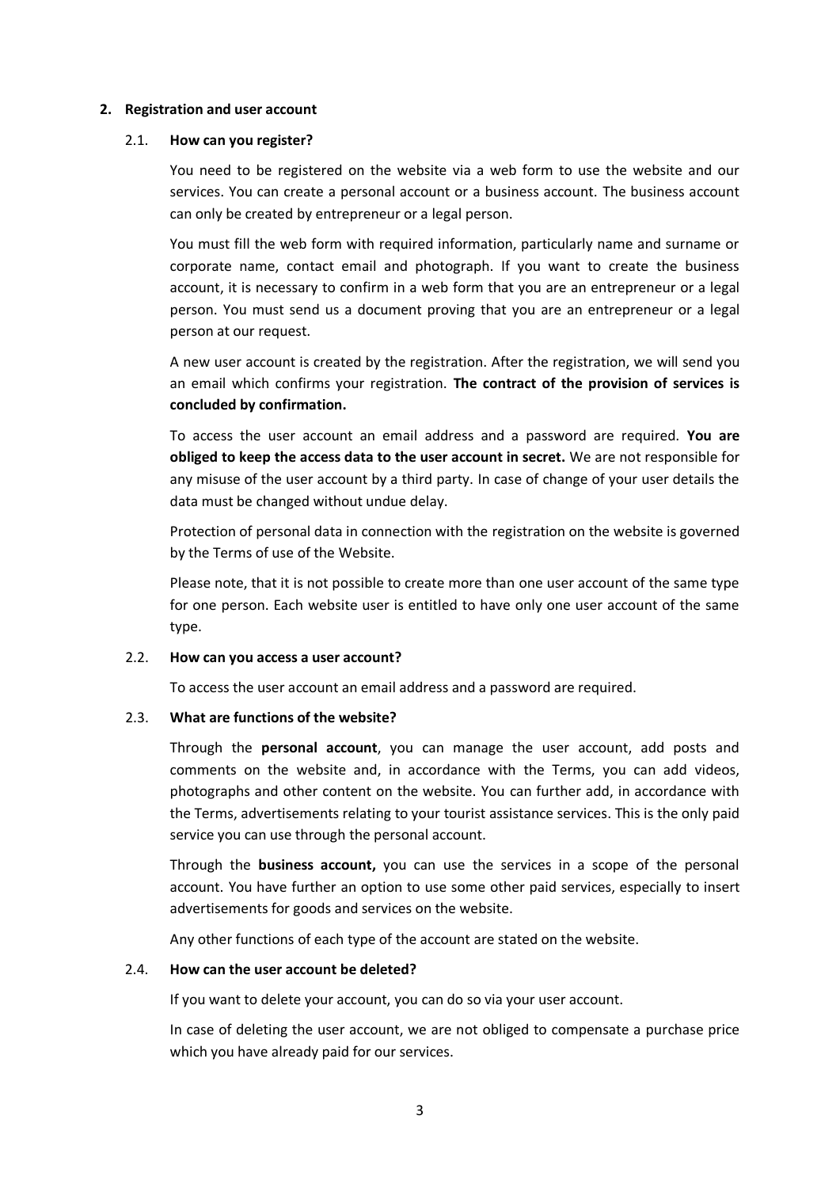## 2. Registration and user account

### 2.1. How can you register?

You need to be registered on the website via a web form to use the website and our services. You can create a personal account or a business account. The business account can only be created by entrepreneur or a legal person.

You must fill the web form with required information, particularly name and surname or corporate name, contact email and photograph. If you want to create the business account, it is necessary to confirm in a web form that you are an entrepreneur or a legal person. You must send us a document proving that you are an entrepreneur or a legal person at our request.

A new user account is created by the registration. After the registration, we will send you an email which confirms your registration. **The contract of the provision of services is concluded by confirmation.**

To access the user account an email address and a password are required. **You are obliged to keep the access data to the user account in secret.** We are not responsible for any misuse of the user account by a third party. In case of change of your user details the data must be changed without undue delay.

Protection of personal data in connection with the registration on the website is governed by the Terms of use of the Website.

Please note, that it is not possible to create more than one user account of the same type for one person. Each website user is entitled to have only one user account of the same type.

### 2.2. How can you access a user account?

To access the user account an email address and a password are required.

### 2.3. What are functions of the website?

Through the **personal account**, you can manage the user account, add posts and comments on the website and, in accordance with the Terms, you can add videos, photographs and other content on the website. You can further add, in accordance with the Terms, advertisements relating to your tourist assistance services. This is the only paid service you can use through the personal account.

Through the **business account,** you can use the services in a scope of the personal account. You have further an option to use some other paid services, especially to insert advertisements for goods and services on the website.

Any other functions of each type of the account are stated on the website.

### 2.4. How can the user account be deleted?

If you want to delete your account, you can do so via your user account.

In case of deleting the user account, we are not obliged to compensate a purchase price which you have already paid for our services.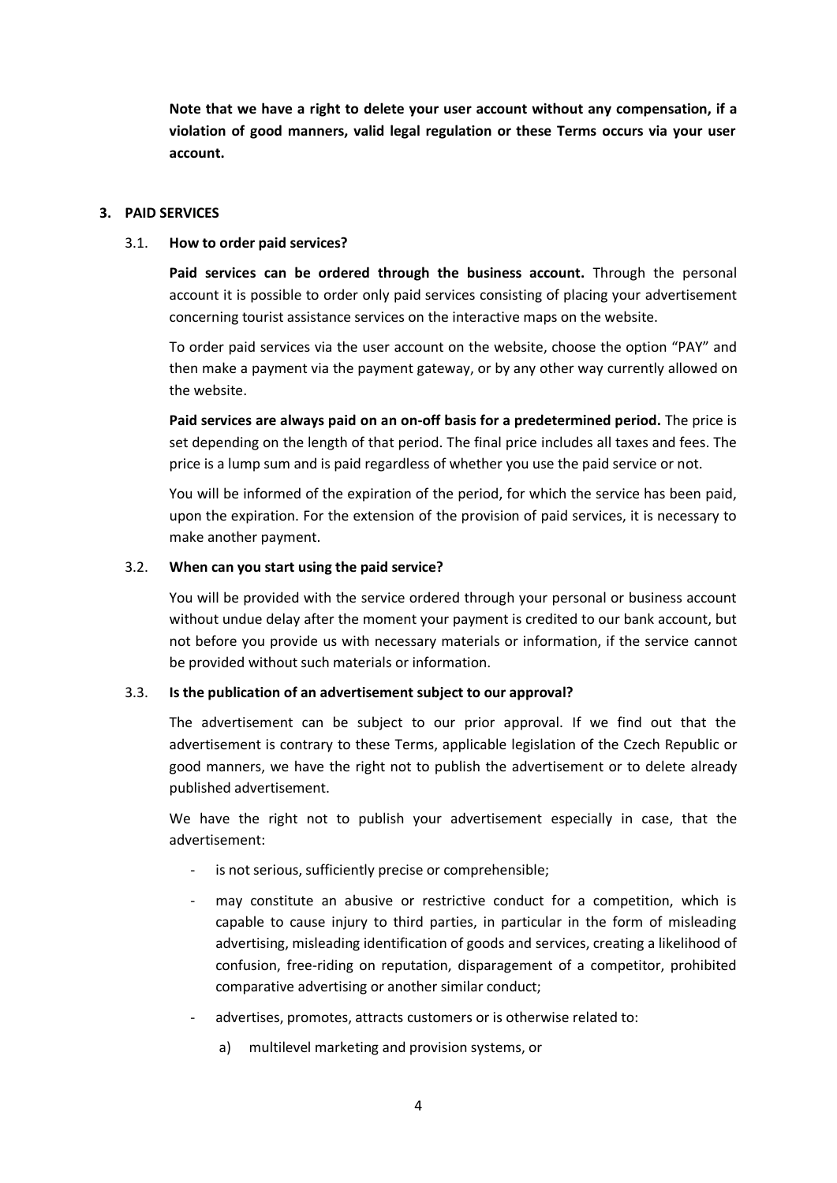**Note that we have a right to delete your user account without any compensation, if a violation of good manners, valid legal regulation or these Terms occurs via your user account.**

## 3. PAID SERVICES

### 3.1. How to order paid services?

**Paid services can be ordered through the business account.** Through the personal account it is possible to order only paid services consisting of placing your advertisement concerning tourist assistance services on the interactive maps on the website.

To order paid services via the user account on the website, choose the option "PAY" and then make a payment via the payment gateway, or by any other way currently allowed on the website.

**Paid services are always paid on an on-off basis for a predetermined period.** The price is set depending on the length of that period. The final price includes all taxes and fees. The price is a lump sum and is paid regardless of whether you use the paid service or not.

You will be informed of the expiration of the period, for which the service has been paid, upon the expiration. For the extension of the provision of paid services, it is necessary to make another payment.

### 3.2. When can you start using the paid service?

You will be provided with the service ordered through your personal or business account without undue delay after the moment your payment is credited to our bank account, but not before you provide us with necessary materials or information, if the service cannot be provided without such materials or information.

### 3.3. Is the publication of an advertisement subject to our approval?

The advertisement can be subject to our prior approval. If we find out that the advertisement is contrary to these Terms, applicable legislation of the Czech Republic or good manners, we have the right not to publish the advertisement or to delete already published advertisement.

We have the right not to publish your advertisement especially in case, that the advertisement:

- is not serious, sufficiently precise or comprehensible;
- may constitute an abusive or restrictive conduct for a competition, which is capable to cause injury to third parties, in particular in the form of misleading advertising, misleading identification of goods and services, creating a likelihood of confusion, free-riding on reputation, disparagement of a competitor, prohibited comparative advertising or another similar conduct;
- advertises, promotes, attracts customers or is otherwise related to:
  a) multilevel marketing and provision systems, or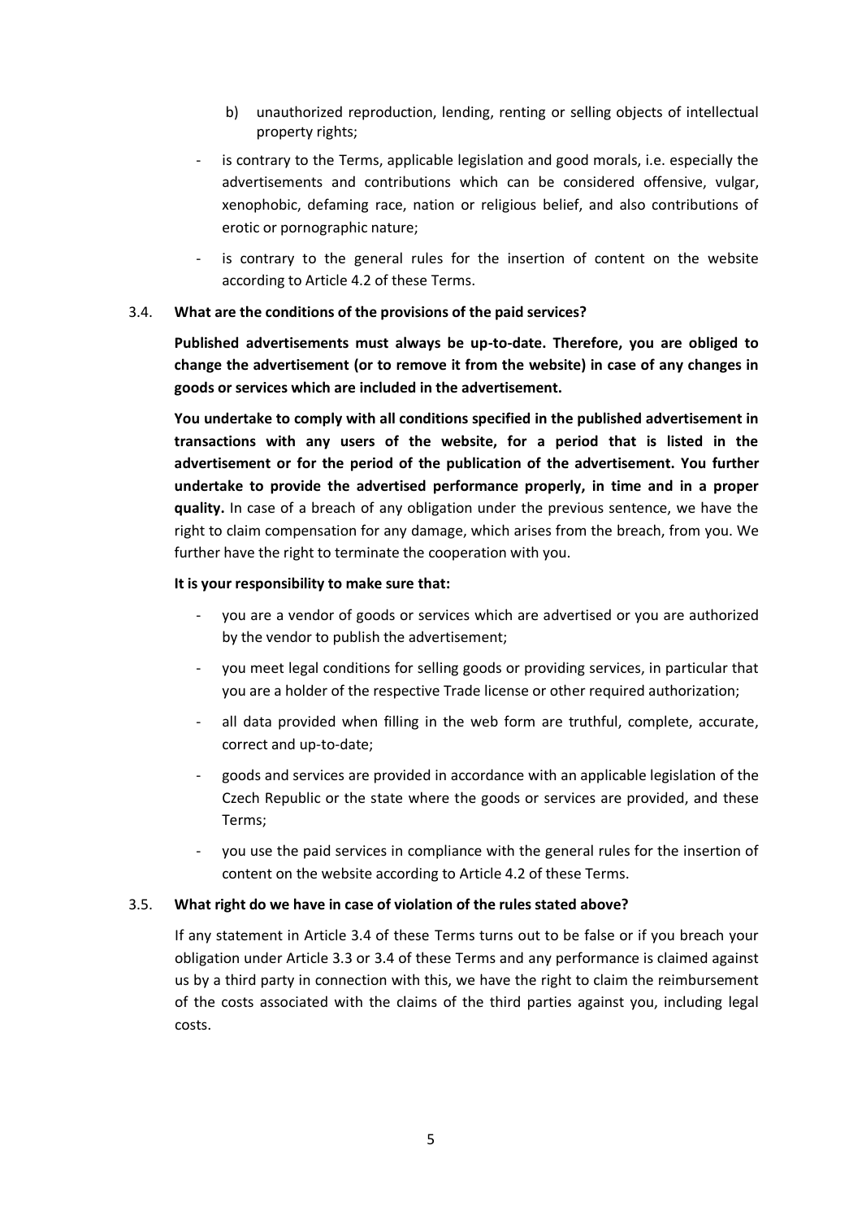b) unauthorized reproduction, lending, renting or selling objects of intellectual property rights;

- is contrary to the Terms, applicable legislation and good morals, i.e. especially the advertisements and contributions which can be considered offensive, vulgar, xenophobic, defaming race, nation or religious belief, and also contributions of erotic or pornographic nature;
- is contrary to the general rules for the insertion of content on the website according to Article 4.2 of these Terms.

### 3.4. What are the conditions of the provisions of the paid services?

**Published advertisements must always be up-to-date. Therefore, you are obliged to change the advertisement (or to remove it from the website) in case of any changes in goods or services which are included in the advertisement.**

**You undertake to comply with all conditions specified in the published advertisement in transactions with any users of the website, for a period that is listed in the advertisement or for the period of the publication of the advertisement. You further undertake to provide the advertised performance properly, in time and in a proper quality.** In case of a breach of any obligation under the previous sentence, we have the right to claim compensation for any damage, which arises from the breach, from you. We further have the right to terminate the cooperation with you.

**It is your responsibility to make sure that:**

- you are a vendor of goods or services which are advertised or you are authorized by the vendor to publish the advertisement;
- you meet legal conditions for selling goods or providing services, in particular that you are a holder of the respective Trade license or other required authorization;
- all data provided when filling in the web form are truthful, complete, accurate, correct and up-to-date;
- goods and services are provided in accordance with an applicable legislation of the Czech Republic or the state where the goods or services are provided, and these Terms;
- you use the paid services in compliance with the general rules for the insertion of content on the website according to Article 4.2 of these Terms.

### 3.5. What right do we have in case of violation of the rules stated above?

If any statement in Article 3.4 of these Terms turns out to be false or if you breach your obligation under Article 3.3 or 3.4 of these Terms and any performance is claimed against us by a third party in connection with this, we have the right to claim the reimbursement of the costs associated with the claims of the third parties against you, including legal costs.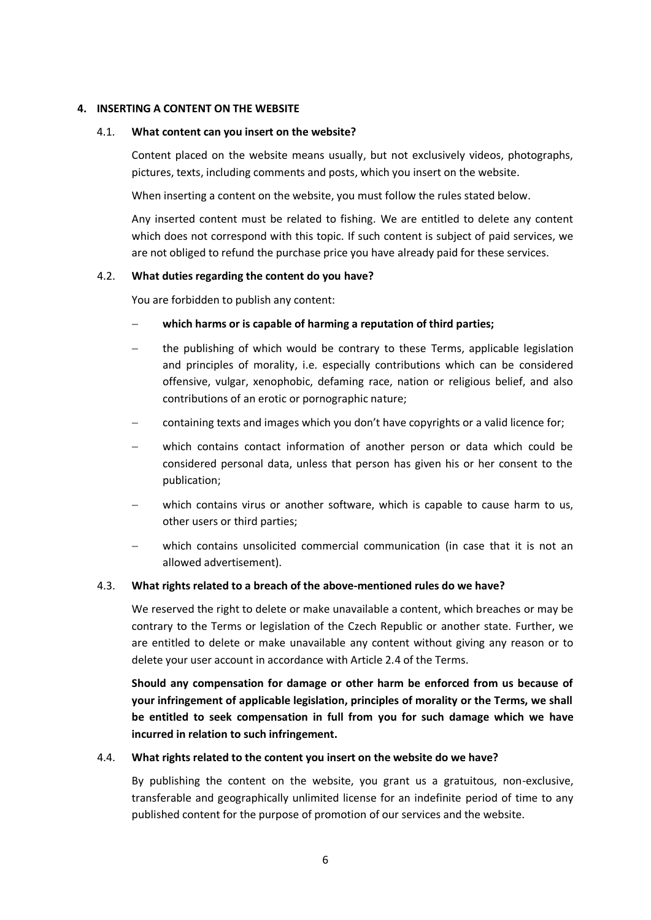## 4. INSERTING A CONTENT ON THE WEBSITE

### 4.1. What content can you insert on the website?

Content placed on the website means usually, but not exclusively videos, photographs, pictures, texts, including comments and posts, which you insert on the website.

When inserting a content on the website, you must follow the rules stated below.

Any inserted content must be related to fishing. We are entitled to delete any content which does not correspond with this topic. If such content is subject of paid services, we are not obliged to refund the purchase price you have already paid for these services.

### 4.2. What duties regarding the content do you have?

You are forbidden to publish any content:

- **which harms or is capable of harming a reputation of third parties;**
- the publishing of which would be contrary to these Terms, applicable legislation and principles of morality, i.e. especially contributions which can be considered offensive, vulgar, xenophobic, defaming race, nation or religious belief, and also contributions of an erotic or pornographic nature;
- containing texts and images which you don't have copyrights or a valid licence for;
- which contains contact information of another person or data which could be considered personal data, unless that person has given his or her consent to the publication;
- which contains virus or another software, which is capable to cause harm to us, other users or third parties;
- which contains unsolicited commercial communication (in case that it is not an allowed advertisement).

### 4.3. What rights related to a breach of the above-mentioned rules do we have?

We reserved the right to delete or make unavailable a content, which breaches or may be contrary to the Terms or legislation of the Czech Republic or another state. Further, we are entitled to delete or make unavailable any content without giving any reason or to delete your user account in accordance with Article 2.4 of the Terms.

**Should any compensation for damage or other harm be enforced from us because of your infringement of applicable legislation, principles of morality or the Terms, we shall be entitled to seek compensation in full from you for such damage which we have incurred in relation to such infringement.**

### 4.4. What rights related to the content you insert on the website do we have?

By publishing the content on the website, you grant us a gratuitous, non-exclusive, transferable and geographically unlimited license for an indefinite period of time to any published content for the purpose of promotion of our services and the website.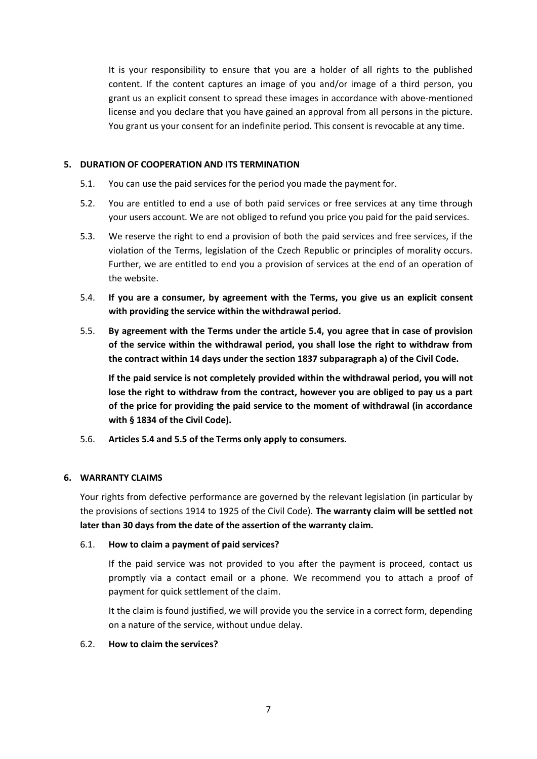It is your responsibility to ensure that you are a holder of all rights to the published content. If the content captures an image of you and/or image of a third person, you grant us an explicit consent to spread these images in accordance with above-mentioned license and you declare that you have gained an approval from all persons in the picture. You grant us your consent for an indefinite period. This consent is revocable at any time.

## 5. DURATION OF COOPERATION AND ITS TERMINATION

5.1. You can use the paid services for the period you made the payment for.

5.2. You are entitled to end a use of both paid services or free services at any time through your users account. We are not obliged to refund you price you paid for the paid services.

5.3. We reserve the right to end a provision of both the paid services and free services, if the violation of the Terms, legislation of the Czech Republic or principles of morality occurs. Further, we are entitled to end you a provision of services at the end of an operation of the website.

5.4. **If you are a consumer, by agreement with the Terms, you give us an explicit consent with providing the service within the withdrawal period.**

5.5. **By agreement with the Terms under the article 5.4, you agree that in case of provision of the service within the withdrawal period, you shall lose the right to withdraw from the contract within 14 days under the section 1837 subparagraph a) of the Civil Code.**

**If the paid service is not completely provided within the withdrawal period, you will not lose the right to withdraw from the contract, however you are obliged to pay us a part of the price for providing the paid service to the moment of withdrawal (in accordance with § 1834 of the Civil Code).**

5.6. **Articles 5.4 and 5.5 of the Terms only apply to consumers.**

## 6. WARRANTY CLAIMS

Your rights from defective performance are governed by the relevant legislation (in particular by the provisions of sections 1914 to 1925 of the Civil Code). **The warranty claim will be settled not later than 30 days from the date of the assertion of the warranty claim.**

### 6.1. How to claim a payment of paid services?

If the paid service was not provided to you after the payment is proceed, contact us promptly via a contact email or a phone. We recommend you to attach a proof of payment for quick settlement of the claim.

It the claim is found justified, we will provide you the service in a correct form, depending on a nature of the service, without undue delay.

### 6.2. How to claim the services?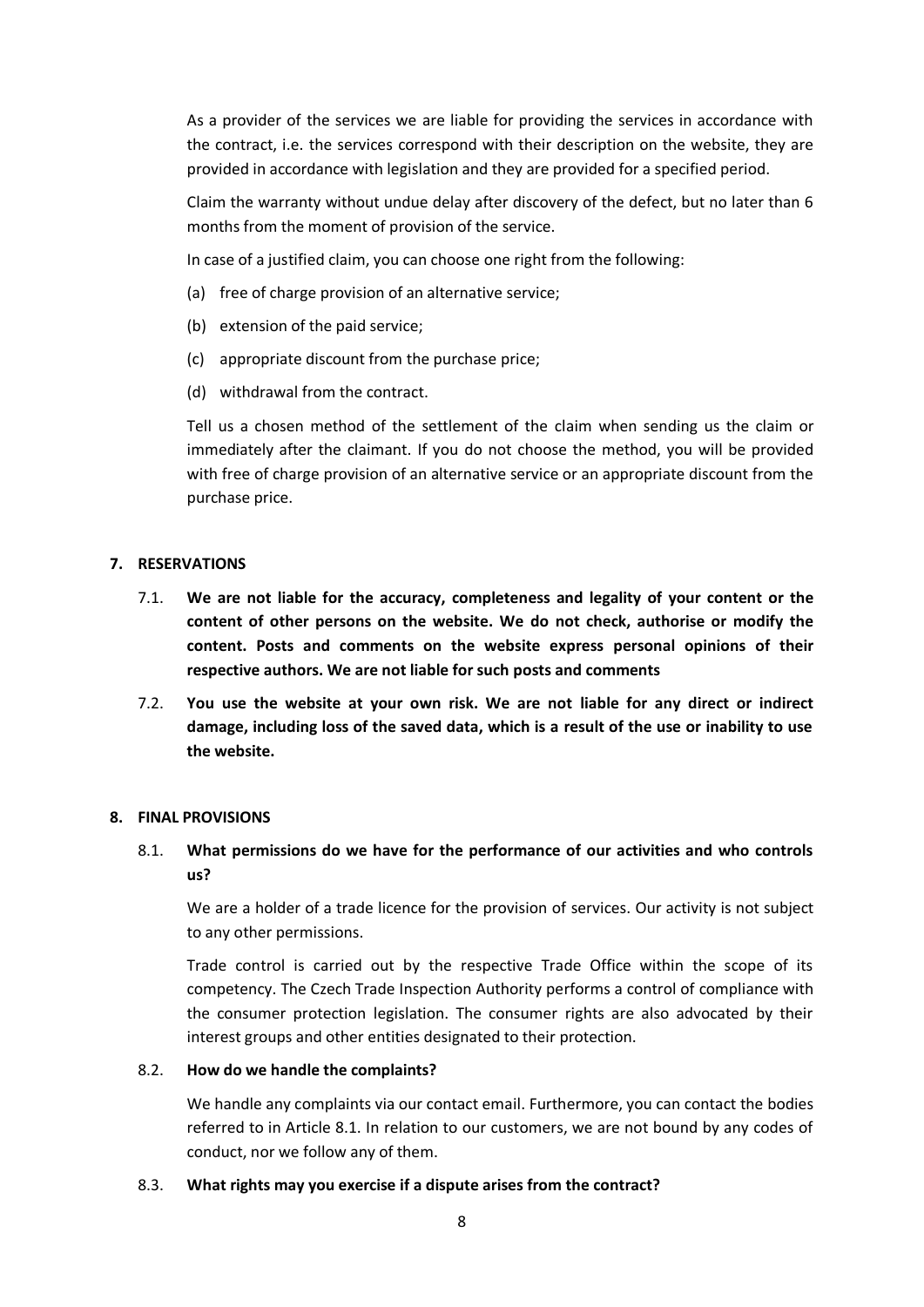As a provider of the services we are liable for providing the services in accordance with the contract, i.e. the services correspond with their description on the website, they are provided in accordance with legislation and they are provided for a specified period.

Claim the warranty without undue delay after discovery of the defect, but no later than 6 months from the moment of provision of the service.

In case of a justified claim, you can choose one right from the following:

(a) free of charge provision of an alternative service;

(b) extension of the paid service;

(c) appropriate discount from the purchase price;

(d) withdrawal from the contract.

Tell us a chosen method of the settlement of the claim when sending us the claim or immediately after the claimant. If you do not choose the method, you will be provided with free of charge provision of an alternative service or an appropriate discount from the purchase price.

## 7. RESERVATIONS

7.1. **We are not liable for the accuracy, completeness and legality of your content or the content of other persons on the website. We do not check, authorise or modify the content. Posts and comments on the website express personal opinions of their respective authors. We are not liable for such posts and comments**

7.2. **You use the website at your own risk. We are not liable for any direct or indirect damage, including loss of the saved data, which is a result of the use or inability to use the website.**

## 8. FINAL PROVISIONS

### 8.1. What permissions do we have for the performance of our activities and who controls us?

We are a holder of a trade licence for the provision of services. Our activity is not subject to any other permissions.

Trade control is carried out by the respective Trade Office within the scope of its competency. The Czech Trade Inspection Authority performs a control of compliance with the consumer protection legislation. The consumer rights are also advocated by their interest groups and other entities designated to their protection.

### 8.2. How do we handle the complaints?

We handle any complaints via our contact email. Furthermore, you can contact the bodies referred to in Article 8.1. In relation to our customers, we are not bound by any codes of conduct, nor we follow any of them.

### 8.3. What rights may you exercise if a dispute arises from the contract?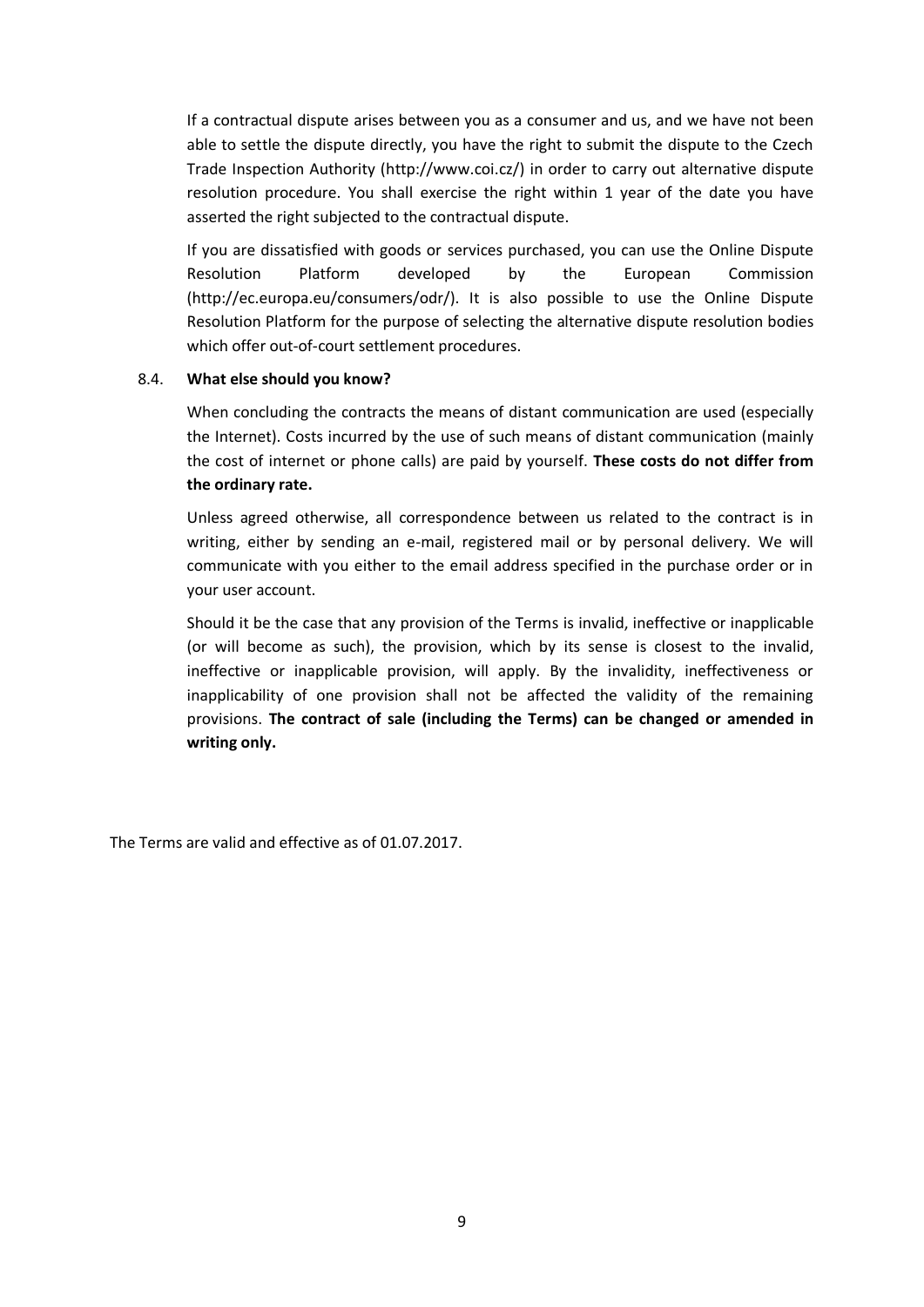If a contractual dispute arises between you as a consumer and us, and we have not been able to settle the dispute directly, you have the right to submit the dispute to the Czech Trade Inspection Authority (http://www.coi.cz/) in order to carry out alternative dispute resolution procedure. You shall exercise the right within 1 year of the date you have asserted the right subjected to the contractual dispute.

If you are dissatisfied with goods or services purchased, you can use the Online Dispute Resolution Platform developed by the European Commission (http://ec.europa.eu/consumers/odr/). It is also possible to use the Online Dispute Resolution Platform for the purpose of selecting the alternative dispute resolution bodies which offer out-of-court settlement procedures.

### 8.4. What else should you know?

When concluding the contracts the means of distant communication are used (especially the Internet). Costs incurred by the use of such means of distant communication (mainly the cost of internet or phone calls) are paid by yourself. **These costs do not differ from the ordinary rate.**

Unless agreed otherwise, all correspondence between us related to the contract is in writing, either by sending an e-mail, registered mail or by personal delivery. We will communicate with you either to the email address specified in the purchase order or in your user account.

Should it be the case that any provision of the Terms is invalid, ineffective or inapplicable (or will become as such), the provision, which by its sense is closest to the invalid, ineffective or inapplicable provision, will apply. By the invalidity, ineffectiveness or inapplicability of one provision shall not be affected the validity of the remaining provisions. **The contract of sale (including the Terms) can be changed or amended in writing only.**

The Terms are valid and effective as of 01.07.2017.